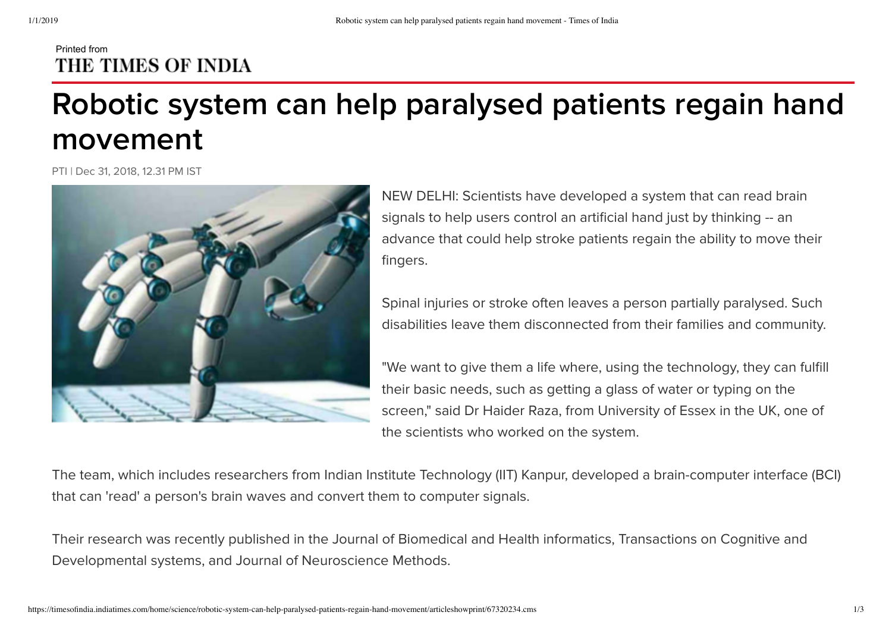Printed from
THE TIMES OF INDIA

# Robotic system can help paralysed patients regain hand movement

PTI | Dec 31, 2018, 12.31 PM IST

NEW DELHI: Scientists have developed a system that can read brain signals to help users control an artificial hand just by thinking -- an advance that could help stroke patients regain the ability to move their fingers.

Spinal injuries or stroke often leaves a person partially paralysed. Such disabilities leave them disconnected from their families and community.

"We want to give them a life where, using the technology, they can fulfill their basic needs, such as getting a glass of water or typing on the screen," said Dr Haider Raza, from University of Essex in the UK, one of the scientists who worked on the system.

The team, which includes researchers from Indian Institute Technology (IIT) Kanpur, developed a brain-computer interface (BCI) that can 'read' a person's brain waves and convert them to computer signals.

Their research was recently published in the Journal of Biomedical and Health informatics, Transactions on Cognitive and Developmental systems, and Journal of Neuroscience Methods.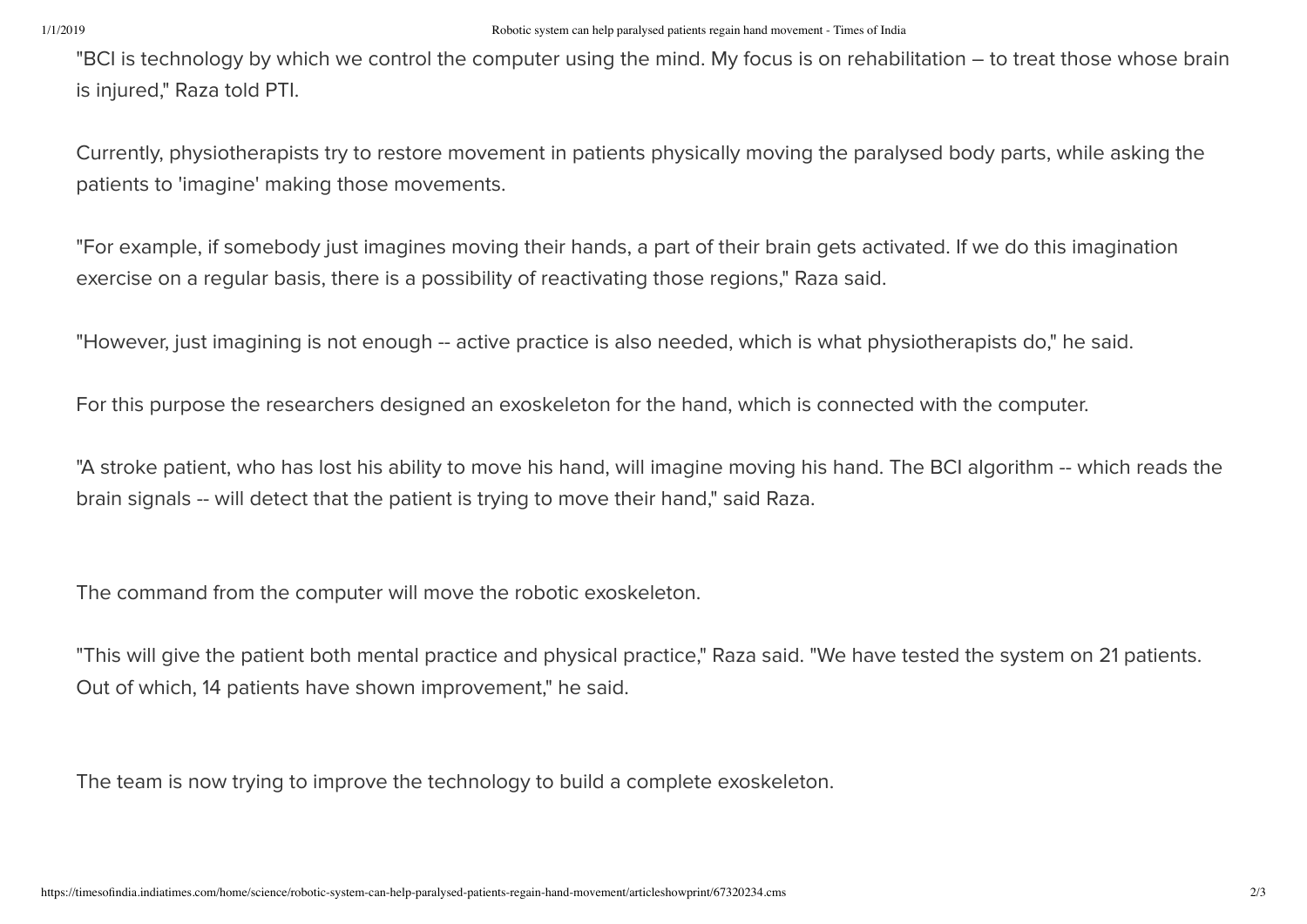"BCI is technology by which we control the computer using the mind. My focus is on rehabilitation – to treat those whose brain is injured," Raza told PTI.

Currently, physiotherapists try to restore movement in patients physically moving the paralysed body parts, while asking the patients to 'imagine' making those movements.

"For example, if somebody just imagines moving their hands, a part of their brain gets activated. If we do this imagination exercise on a regular basis, there is a possibility of reactivating those regions," Raza said.

"However, just imagining is not enough -- active practice is also needed, which is what physiotherapists do," he said.

For this purpose the researchers designed an exoskeleton for the hand, which is connected with the computer.

"A stroke patient, who has lost his ability to move his hand, will imagine moving his hand. The BCI algorithm -- which reads the brain signals -- will detect that the patient is trying to move their hand," said Raza.

The command from the computer will move the robotic exoskeleton.

"This will give the patient both mental practice and physical practice," Raza said. "We have tested the system on 21 patients. Out of which, 14 patients have shown improvement," he said.

The team is now trying to improve the technology to build a complete exoskeleton.